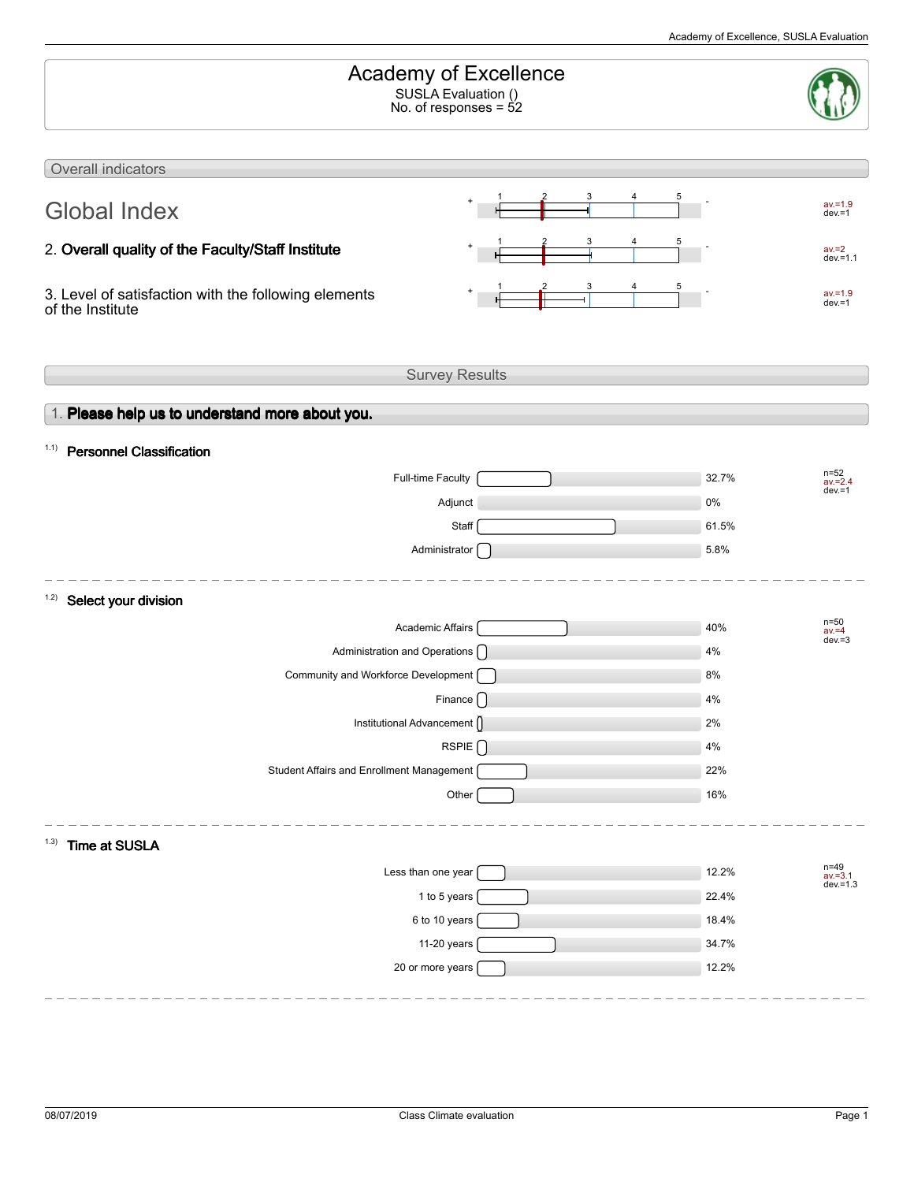# Academy of Excellence

SUSLA Evaluation ()
No. of responses = 52

## Overall indicators

| Indicator | Scale (+ 1 2 3 4 5 -) | Statistics |
|---|---|---|
| **Global Index** | | av.=1.9 dev.=1 |
| 2. **Overall quality of the Faculty/Staff Institute** | | av.=2 dev.=1.1 |
| 3. Level of satisfaction with the following elements of the Institute | | av.=1.9 dev.=1 |

## Survey Results

### 1. Please help us to understand more about you.

#### 1.1) Personnel Classification

| Option | Percentage |
|---|---|
| Full-time Faculty | 32.7% |
| Adjunct | 0% |
| Staff | 61.5% |
| Administrator | 5.8% |

n=52
av.=2.4
dev.=1

#### 1.2) Select your division

| Option | Percentage |
|---|---|
| Academic Affairs | 40% |
| Administration and Operations | 4% |
| Community and Workforce Development | 8% |
| Finance | 4% |
| Institutional Advancement | 2% |
| RSPIE | 4% |
| Student Affairs and Enrollment Management | 22% |
| Other | 16% |

n=50
av.=4
dev.=3

#### 1.3) Time at SUSLA

| Option | Percentage |
|---|---|
| Less than one year | 12.2% |
| 1 to 5 years | 22.4% |
| 6 to 10 years | 18.4% |
| 11-20 years | 34.7% |
| 20 or more years | 12.2% |

n=49
av.=3.1
dev.=1.3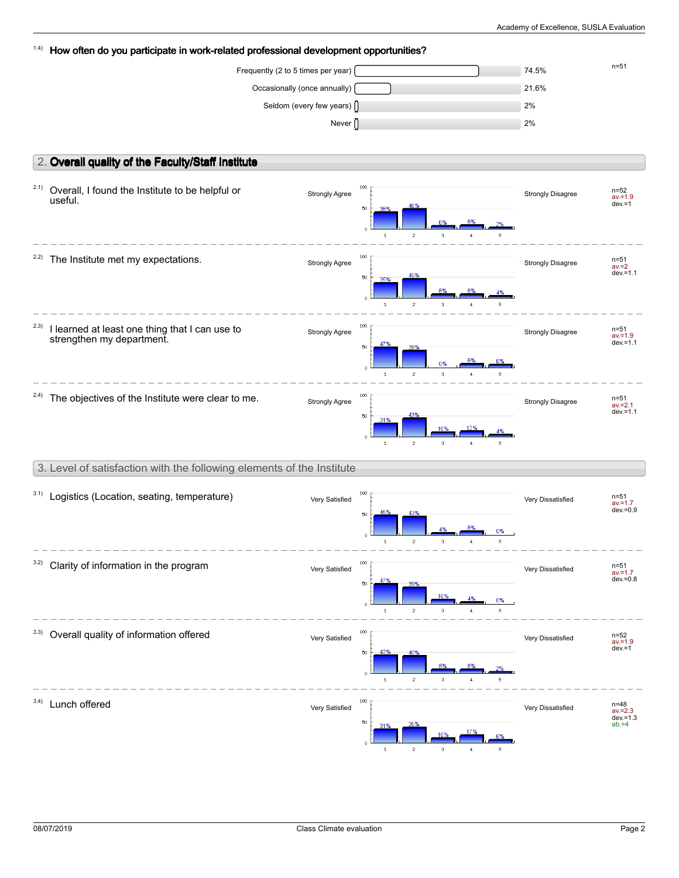1.4) **How often do you participate in work-related professional development opportunities?**

n=51

| Response | Percentage |
|---|---|
| Frequently (2 to 5 times per year) | 74.5% |
| Occasionally (once annually) | 21.6% |
| Seldom (every few years) | 2% |
| Never | 2% |

## 2. Overall quality of the Faculty/Staff Institute

| Item | Scale left | 1 | 2 | 3 | 4 | 5 | Scale right | Statistics |
|---|---|---|---|---|---|---|---|---|
| 2.1) Overall, I found the Institute to be helpful or useful. | Strongly Agree | 38% | 46% | 6% | 8% | 2% | Strongly Disagree | n=52, av.=1.9, dev.=1 |
| 2.2) The Institute met my expectations. | Strongly Agree | 35% | 45% | 8% | 8% | 4% | Strongly Disagree | n=51, av.=2, dev.=1.1 |
| 2.3) I learned at least one thing that I can use to strengthen my department. | Strongly Agree | 47% | 39% | 0% | 8% | 6% | Strongly Disagree | n=51, av.=1.9, dev.=1.1 |
| 2.4) The objectives of the Institute were clear to me. | Strongly Agree | 31% | 43% | 10% | 12% | 4% | Strongly Disagree | n=51, av.=2.1, dev.=1.1 |

## 3. Level of satisfaction with the following elements of the Institute

| Item | Scale left | 1 | 2 | 3 | 4 | 5 | Scale right | Statistics |
|---|---|---|---|---|---|---|---|---|
| 3.1) Logistics (Location, seating, temperature) | Very Satisfied | 45% | 43% | 4% | 8% | 0% | Very Dissatisfied | n=51, av.=1.7, dev.=0.9 |
| 3.2) Clarity of information in the program | Very Satisfied | 47% | 39% | 10% | 4% | 0% | Very Dissatisfied | n=51, av.=1.7, dev.=0.8 |
| 3.3) Overall quality of information offered | Very Satisfied | 42% | 40% | 8% | 8% | 2% | Very Dissatisfied | n=52, av.=1.9, dev.=1 |
| 3.4) Lunch offered | Very Satisfied | 31% | 35% | 10% | 17% | 6% | Very Dissatisfied | n=48, av.=2.3, dev.=1.3, ab.=4 |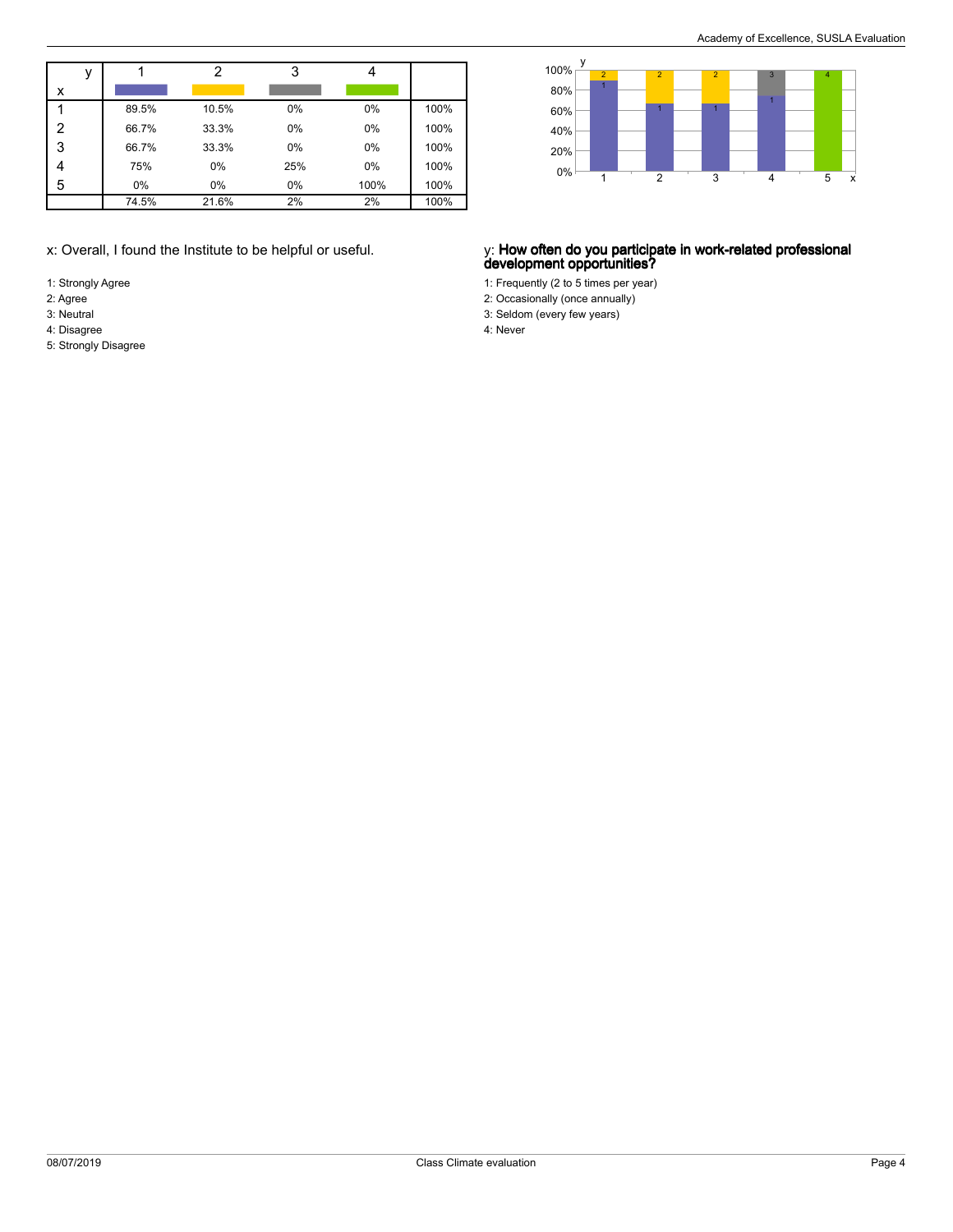| y / x | 1 | 2 | 3 | 4 | |
|---|---|---|---|---|---|
| 1 | 89.5% | 10.5% | 0% | 0% | 100% |
| 2 | 66.7% | 33.3% | 0% | 0% | 100% |
| 3 | 66.7% | 33.3% | 0% | 0% | 100% |
| 4 | 75% | 0% | 25% | 0% | 100% |
| 5 | 0% | 0% | 0% | 100% | 100% |
| | 74.5% | 21.6% | 2% | 2% | 100% |

x: Overall, I found the Institute to be helpful or useful.

1: Strongly Agree
2: Agree
3: Neutral
4: Disagree
5: Strongly Disagree

y: **How often do you participate in work-related professional development opportunities?**

1: Frequently (2 to 5 times per year)
2: Occasionally (once annually)
3: Seldom (every few years)
4: Never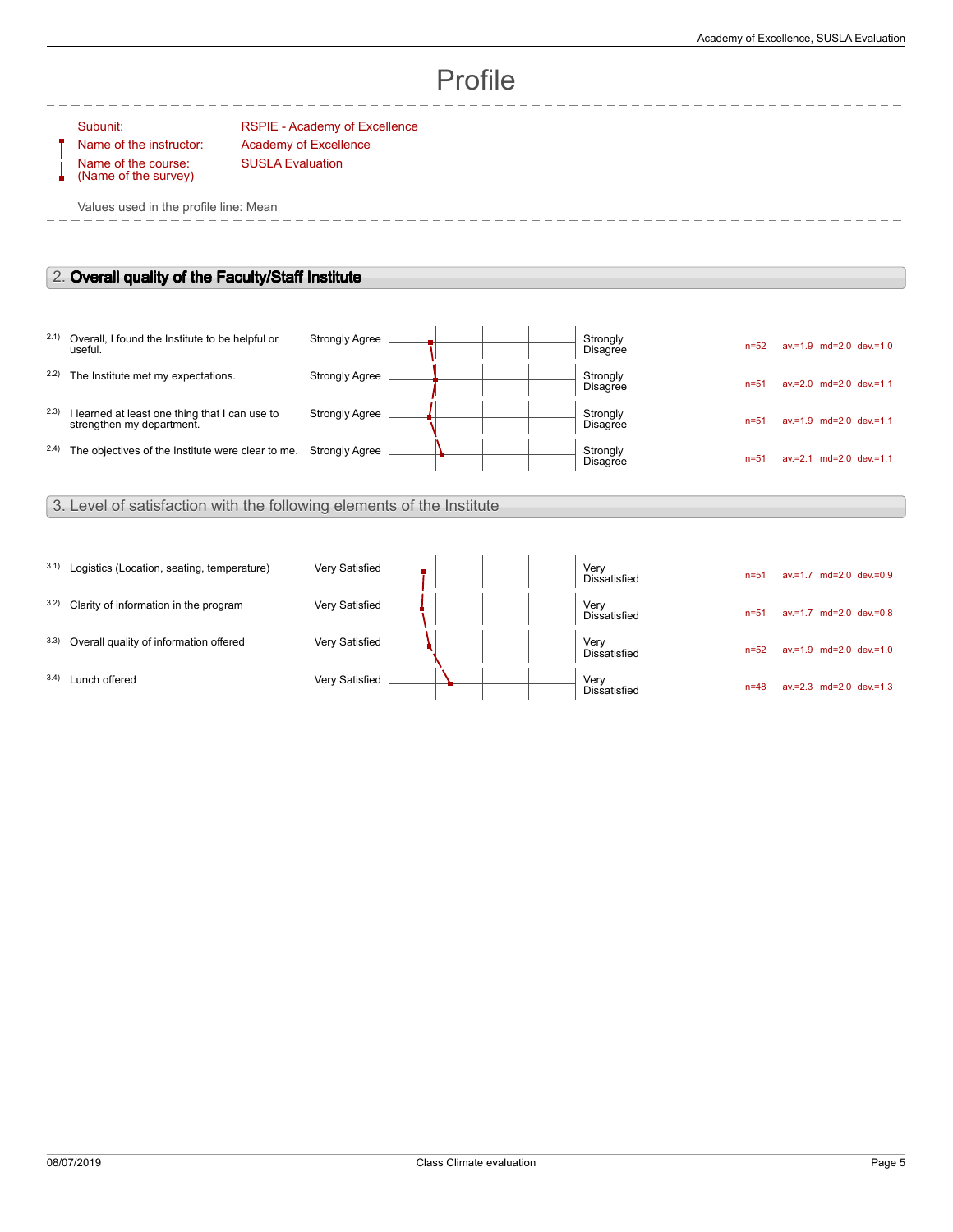# Profile

Subunit: RSPIE - Academy of Excellence
Name of the instructor: Academy of Excellence
Name of the course: (Name of the survey) SUSLA Evaluation

Values used in the profile line: Mean

## 2. **Overall quality of the Faculty/Staff Institute**

2.1) Overall, I found the Institute to be helpful or useful.
Strongly Agree
Strongly Disagree
n=52 av.=1.9 md=2.0 dev.=1.0

2.2) The Institute met my expectations.
Strongly Agree
Strongly Disagree
n=51 av.=2.0 md=2.0 dev.=1.1

2.3) I learned at least one thing that I can use to strengthen my department.
Strongly Agree
Strongly Disagree
n=51 av.=1.9 md=2.0 dev.=1.1

2.4) The objectives of the Institute were clear to me.
Strongly Agree
Strongly Disagree
n=51 av.=2.1 md=2.0 dev.=1.1

## 3. Level of satisfaction with the following elements of the Institute

3.1) Logistics (Location, seating, temperature)
Very Satisfied
Very Dissatisfied
n=51 av.=1.7 md=2.0 dev.=0.9

3.2) Clarity of information in the program
Very Satisfied
Very Dissatisfied
n=51 av.=1.7 md=2.0 dev.=0.8

3.3) Overall quality of information offered
Very Satisfied
Very Dissatisfied
n=52 av.=1.9 md=2.0 dev.=1.0

3.4) Lunch offered
Very Satisfied
Very Dissatisfied
n=48 av.=2.3 md=2.0 dev.=1.3